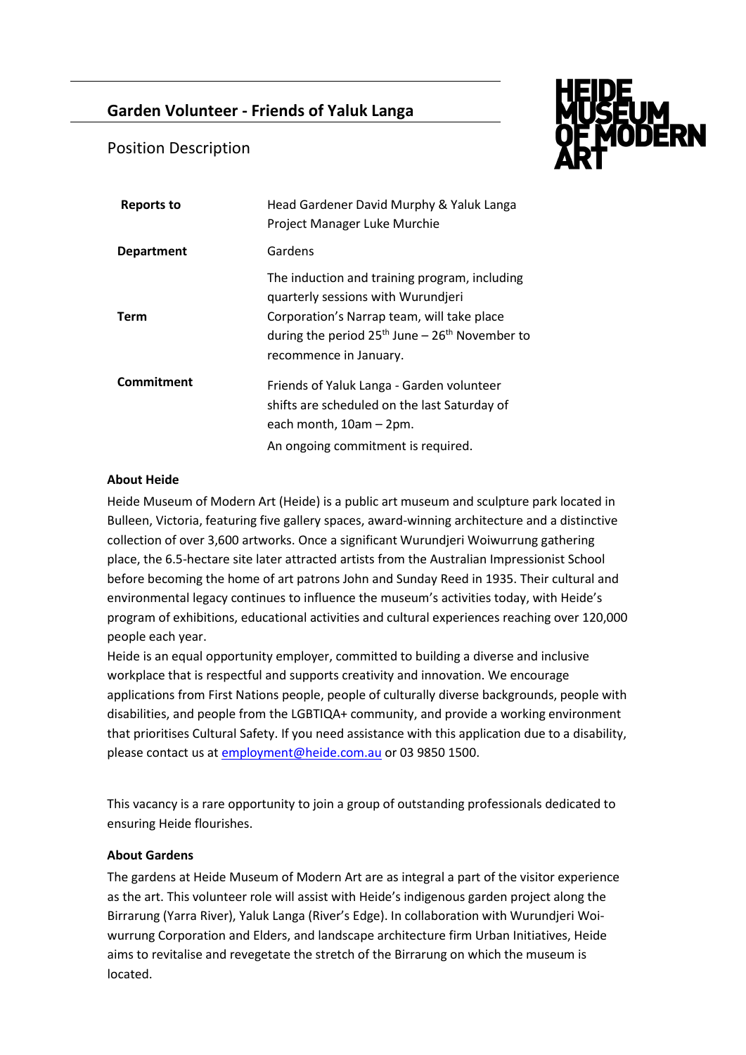# Garden Volunteer - Friends of Yaluk Langa

## Position Description

HEIDE MUSEUM OF MODERN ART

| | |
|---|---|
| **Reports to** | Head Gardener David Murphy & Yaluk Langa Project Manager Luke Murchie |
| **Department** | Gardens |
| **Term** | The induction and training program, including quarterly sessions with Wurundjeri Corporation's Narrap team, will take place during the period 25th June – 26th November to recommence in January. |
| **Commitment** | Friends of Yaluk Langa - Garden volunteer shifts are scheduled on the last Saturday of each month, 10am – 2pm.<br>An ongoing commitment is required. |

**About Heide**

Heide Museum of Modern Art (Heide) is a public art museum and sculpture park located in Bulleen, Victoria, featuring five gallery spaces, award-winning architecture and a distinctive collection of over 3,600 artworks. Once a significant Wurundjeri Woiwurrung gathering place, the 6.5-hectare site later attracted artists from the Australian Impressionist School before becoming the home of art patrons John and Sunday Reed in 1935. Their cultural and environmental legacy continues to influence the museum's activities today, with Heide's program of exhibitions, educational activities and cultural experiences reaching over 120,000 people each year.

Heide is an equal opportunity employer, committed to building a diverse and inclusive workplace that is respectful and supports creativity and innovation. We encourage applications from First Nations people, people of culturally diverse backgrounds, people with disabilities, and people from the LGBTIQA+ community, and provide a working environment that prioritises Cultural Safety. If you need assistance with this application due to a disability, please contact us at employment@heide.com.au or 03 9850 1500.

This vacancy is a rare opportunity to join a group of outstanding professionals dedicated to ensuring Heide flourishes.

**About Gardens**

The gardens at Heide Museum of Modern Art are as integral a part of the visitor experience as the art. This volunteer role will assist with Heide's indigenous garden project along the Birrarung (Yarra River), Yaluk Langa (River's Edge). In collaboration with Wurundjeri Woi-wurrung Corporation and Elders, and landscape architecture firm Urban Initiatives, Heide aims to revitalise and revegetate the stretch of the Birrarung on which the museum is located.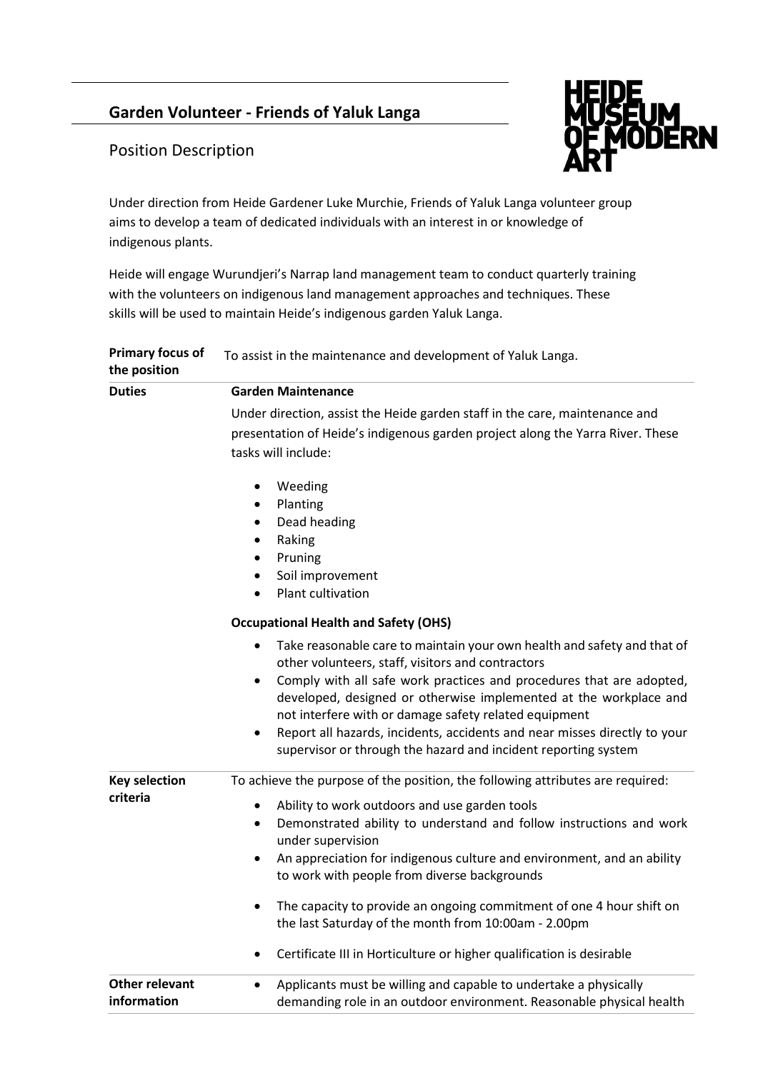## Garden Volunteer - Friends of Yaluk Langa

Position Description

HEIDE MUSEUM OF MODERN ART

Under direction from Heide Gardener Luke Murchie, Friends of Yaluk Langa volunteer group aims to develop a team of dedicated individuals with an interest in or knowledge of indigenous plants.

Heide will engage Wurundjeri's Narrap land management team to conduct quarterly training with the volunteers on indigenous land management approaches and techniques. These skills will be used to maintain Heide's indigenous garden Yaluk Langa.

**Primary focus of the position**

To assist in the maintenance and development of Yaluk Langa.

**Duties**

**Garden Maintenance**

Under direction, assist the Heide garden staff in the care, maintenance and presentation of Heide's indigenous garden project along the Yarra River. These tasks will include:

- Weeding
- Planting
- Dead heading
- Raking
- Pruning
- Soil improvement
- Plant cultivation

**Occupational Health and Safety (OHS)**

- Take reasonable care to maintain your own health and safety and that of other volunteers, staff, visitors and contractors
- Comply with all safe work practices and procedures that are adopted, developed, designed or otherwise implemented at the workplace and not interfere with or damage safety related equipment
- Report all hazards, incidents, accidents and near misses directly to your supervisor or through the hazard and incident reporting system

**Key selection criteria**

To achieve the purpose of the position, the following attributes are required:

- Ability to work outdoors and use garden tools
- Demonstrated ability to understand and follow instructions and work under supervision
- An appreciation for indigenous culture and environment, and an ability to work with people from diverse backgrounds
- The capacity to provide an ongoing commitment of one 4 hour shift on the last Saturday of the month from 10:00am - 2.00pm
- Certificate III in Horticulture or higher qualification is desirable

**Other relevant information**

- Applicants must be willing and capable to undertake a physically demanding role in an outdoor environment. Reasonable physical health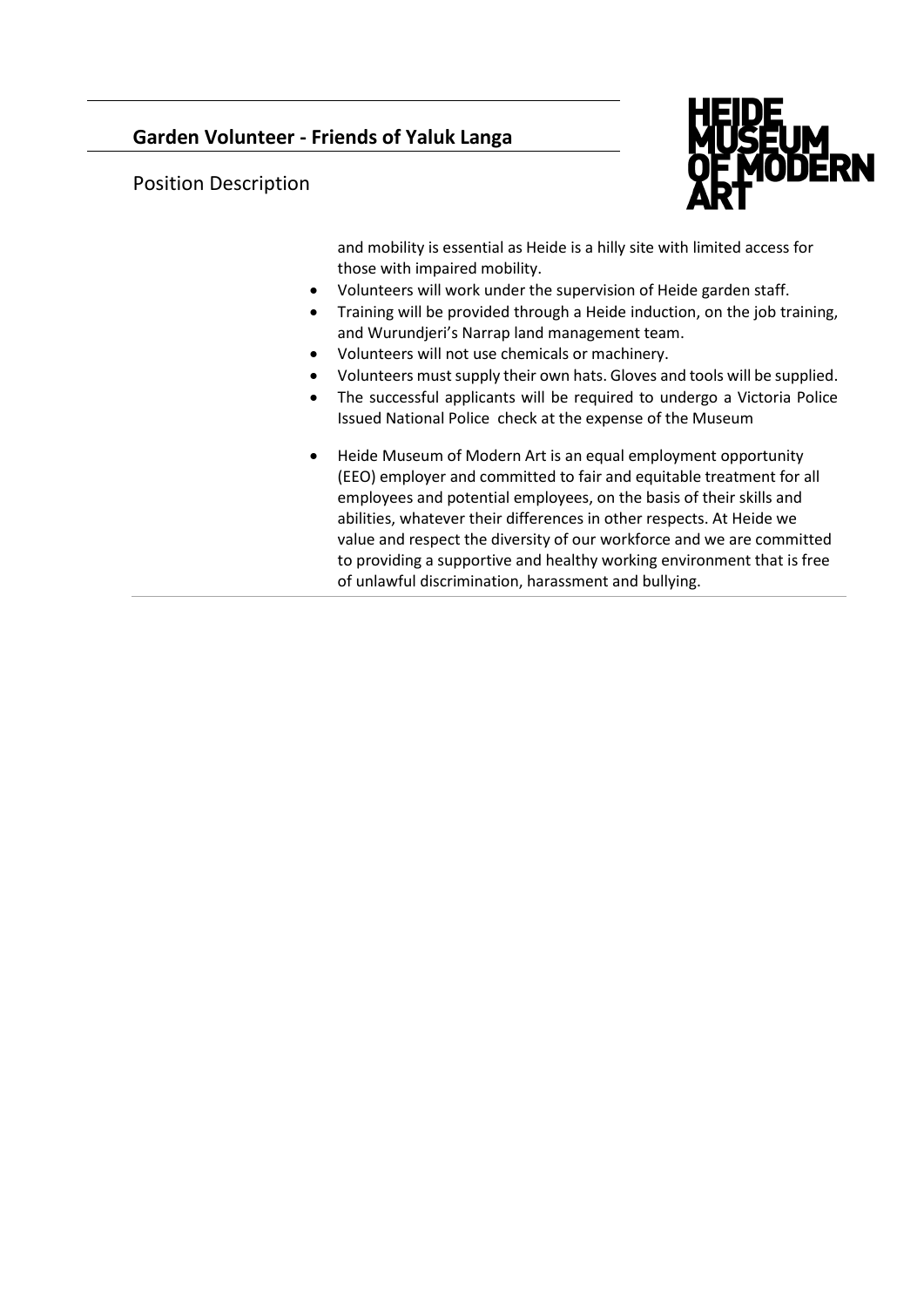and mobility is essential as Heide is a hilly site with limited access for those with impaired mobility.

- Volunteers will work under the supervision of Heide garden staff.
- Training will be provided through a Heide induction, on the job training, and Wurundjeri's Narrap land management team.
- Volunteers will not use chemicals or machinery.
- Volunteers must supply their own hats. Gloves and tools will be supplied.
- The successful applicants will be required to undergo a Victoria Police Issued National Police check at the expense of the Museum
- Heide Museum of Modern Art is an equal employment opportunity (EEO) employer and committed to fair and equitable treatment for all employees and potential employees, on the basis of their skills and abilities, whatever their differences in other respects. At Heide we value and respect the diversity of our workforce and we are committed to providing a supportive and healthy working environment that is free of unlawful discrimination, harassment and bullying.